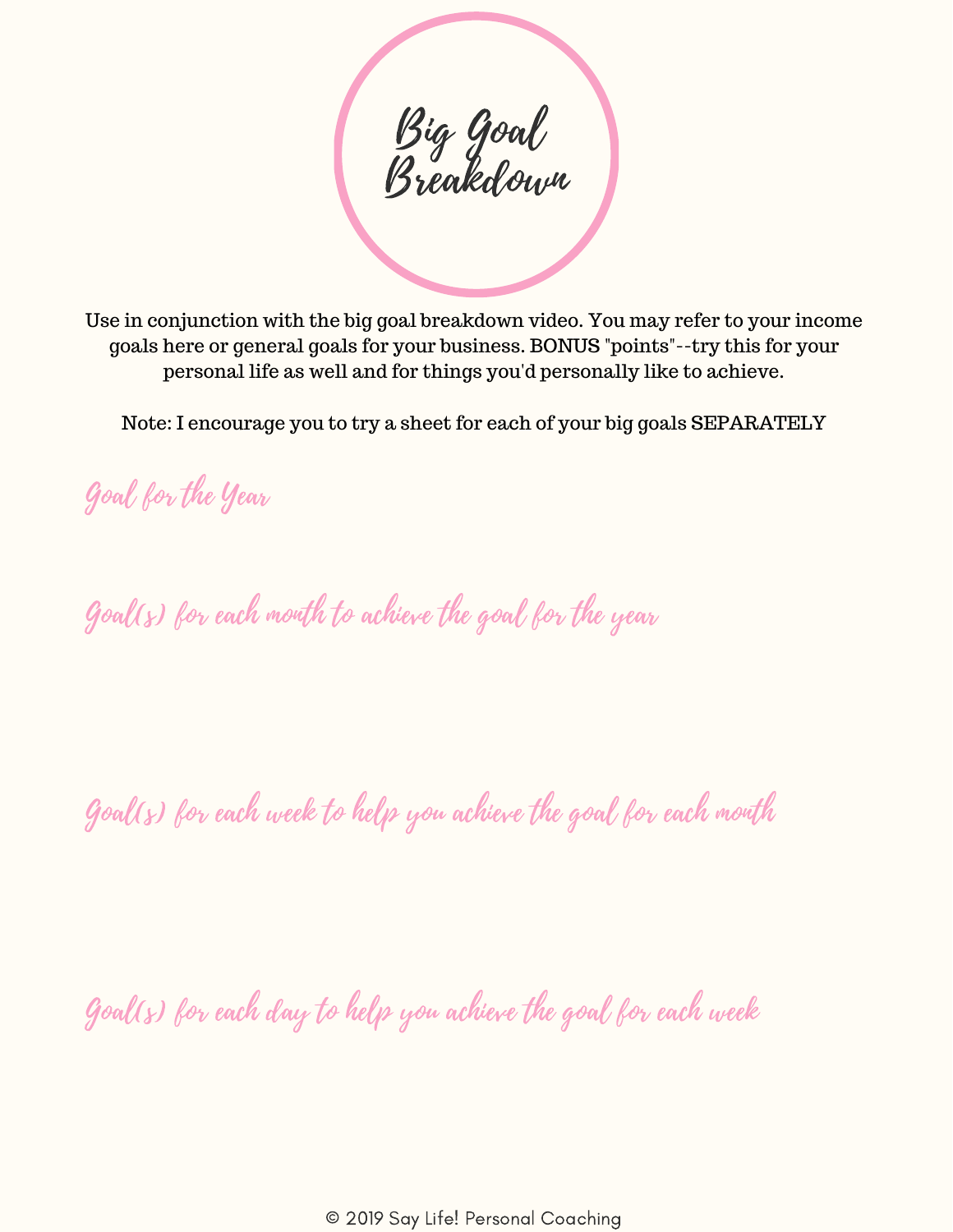# Big Goal Breakdown

Use in conjunction with the big goal breakdown video. You may refer to your income goals here or general goals for your business. BONUS "points"--try this for your personal life as well and for things you'd personally like to achieve.

Note: I encourage you to try a sheet for each of your big goals SEPARATELY

## Goal for the Year

## Goal(s) for each month to achieve the goal for the year

## Goal(s) for each week to help you achieve the goal for each month

## Goal(s) for each day to help you achieve the goal for each week

© 2019 Say Life! Personal Coaching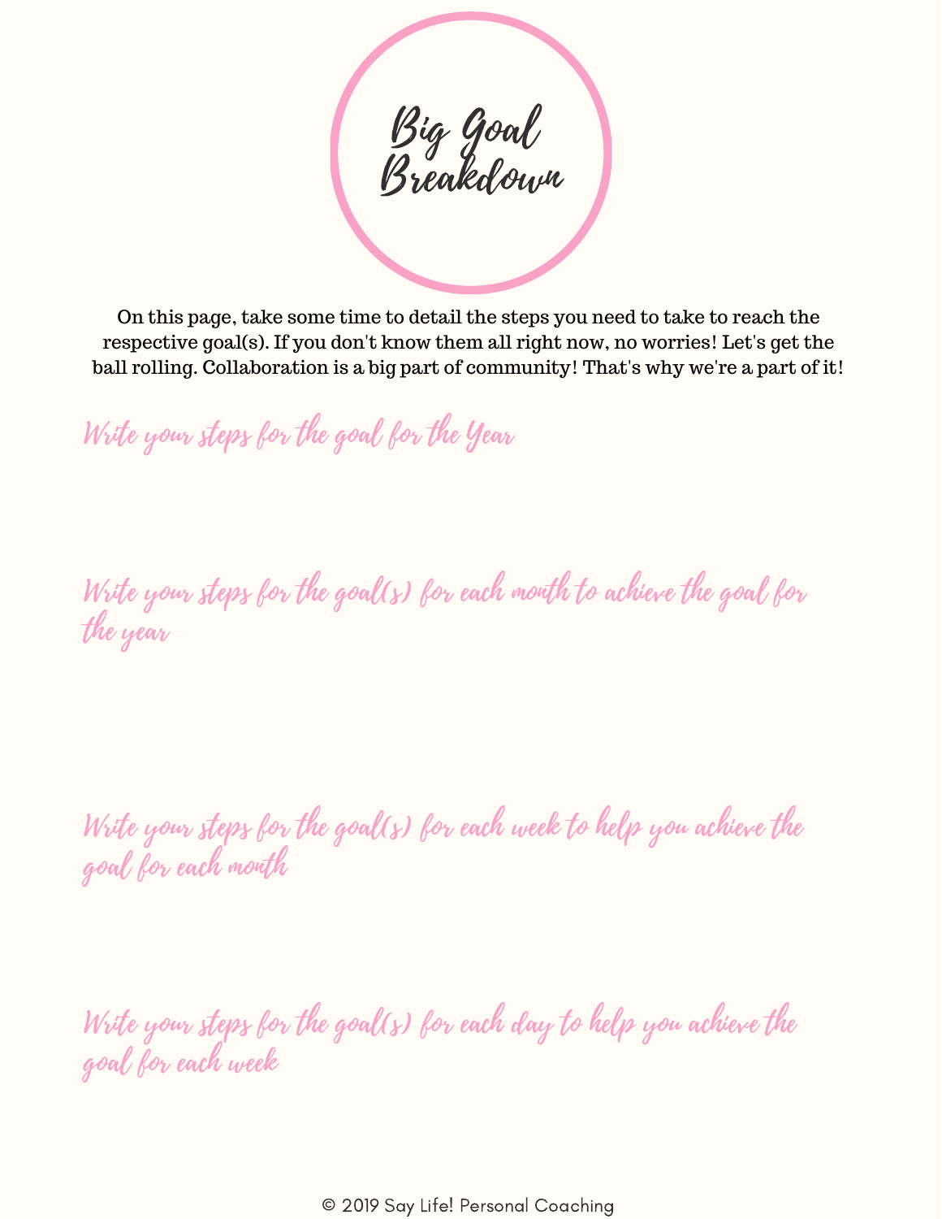# Big Goal Breakdown

On this page, take some time to detail the steps you need to take to reach the respective goal(s). If you don't know them all right now, no worries! Let's get the ball rolling. Collaboration is a big part of community! That's why we're a part of it!

## Write your steps for the goal for the Year

## Write your steps for the goal(s) for each month to achieve the goal for the year

## Write your steps for the goal(s) for each week to help you achieve the goal for each month

## Write your steps for the goal(s) for each day to help you achieve the goal for each week

© 2019 Say Life! Personal Coaching